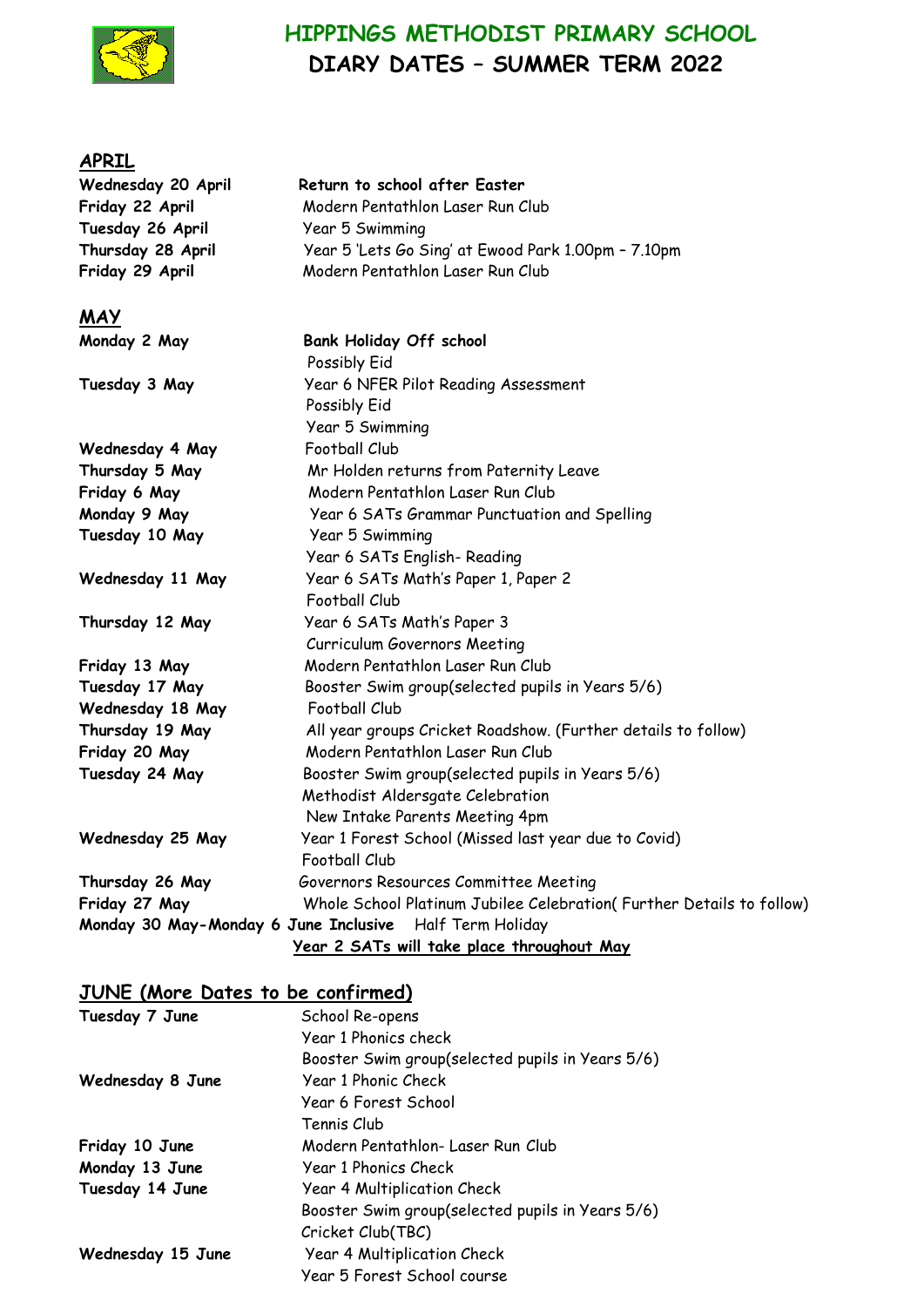# HIPPINGS METHODIST PRIMARY SCHOOL
## DIARY DATES – SUMMER TERM 2022

### APRIL

| | |
|---|---|
| **Wednesday 20 April** | **Return to school after Easter** |
| **Friday 22 April** | Modern Pentathlon Laser Run Club |
| **Tuesday 26 April** | Year 5 Swimming |
| **Thursday 28 April** | Year 5 'Lets Go Sing' at Ewood Park 1.00pm – 7.10pm |
| **Friday 29 April** | Modern Pentathlon Laser Run Club |

### MAY

| | |
|---|---|
| **Monday 2 May** | **Bank Holiday Off school**<br>Possibly Eid |
| **Tuesday 3 May** | Year 6 NFER Pilot Reading Assessment<br>Possibly Eid<br>Year 5 Swimming |
| **Wednesday 4 May** | Football Club |
| **Thursday 5 May** | Mr Holden returns from Paternity Leave |
| **Friday 6 May** | Modern Pentathlon Laser Run Club |
| **Monday 9 May** | Year 6 SATs Grammar Punctuation and Spelling |
| **Tuesday 10 May** | Year 5 Swimming<br>Year 6 SATs English- Reading |
| **Wednesday 11 May** | Year 6 SATs Math's Paper 1, Paper 2<br>Football Club |
| **Thursday 12 May** | Year 6 SATs Math's Paper 3<br>Curriculum Governors Meeting |
| **Friday 13 May** | Modern Pentathlon Laser Run Club |
| **Tuesday 17 May** | Booster Swim group(selected pupils in Years 5/6) |
| **Wednesday 18 May** | Football Club |
| **Thursday 19 May** | All year groups Cricket Roadshow. (Further details to follow) |
| **Friday 20 May** | Modern Pentathlon Laser Run Club |
| **Tuesday 24 May** | Booster Swim group(selected pupils in Years 5/6)<br>Methodist Aldersgate Celebration<br>New Intake Parents Meeting 4pm |
| **Wednesday 25 May** | Year 1 Forest School (Missed last year due to Covid)<br>Football Club |
| **Thursday 26 May** | Governors Resources Committee Meeting |
| **Friday 27 May** | Whole School Platinum Jubilee Celebration( Further Details to follow) |

**Monday 30 May-Monday 6 June Inclusive** Half Term Holiday

**Year 2 SATs will take place throughout May**

### JUNE (More Dates to be confirmed)

| | |
|---|---|
| **Tuesday 7 June** | School Re-opens<br>Year 1 Phonics check<br>Booster Swim group(selected pupils in Years 5/6) |
| **Wednesday 8 June** | Year 1 Phonic Check<br>Year 6 Forest School<br>Tennis Club |
| **Friday 10 June** | Modern Pentathlon- Laser Run Club |
| **Monday 13 June** | Year 1 Phonics Check |
| **Tuesday 14 June** | Year 4 Multiplication Check<br>Booster Swim group(selected pupils in Years 5/6)<br>Cricket Club(TBC) |
| **Wednesday 15 June** | Year 4 Multiplication Check<br>Year 5 Forest School course |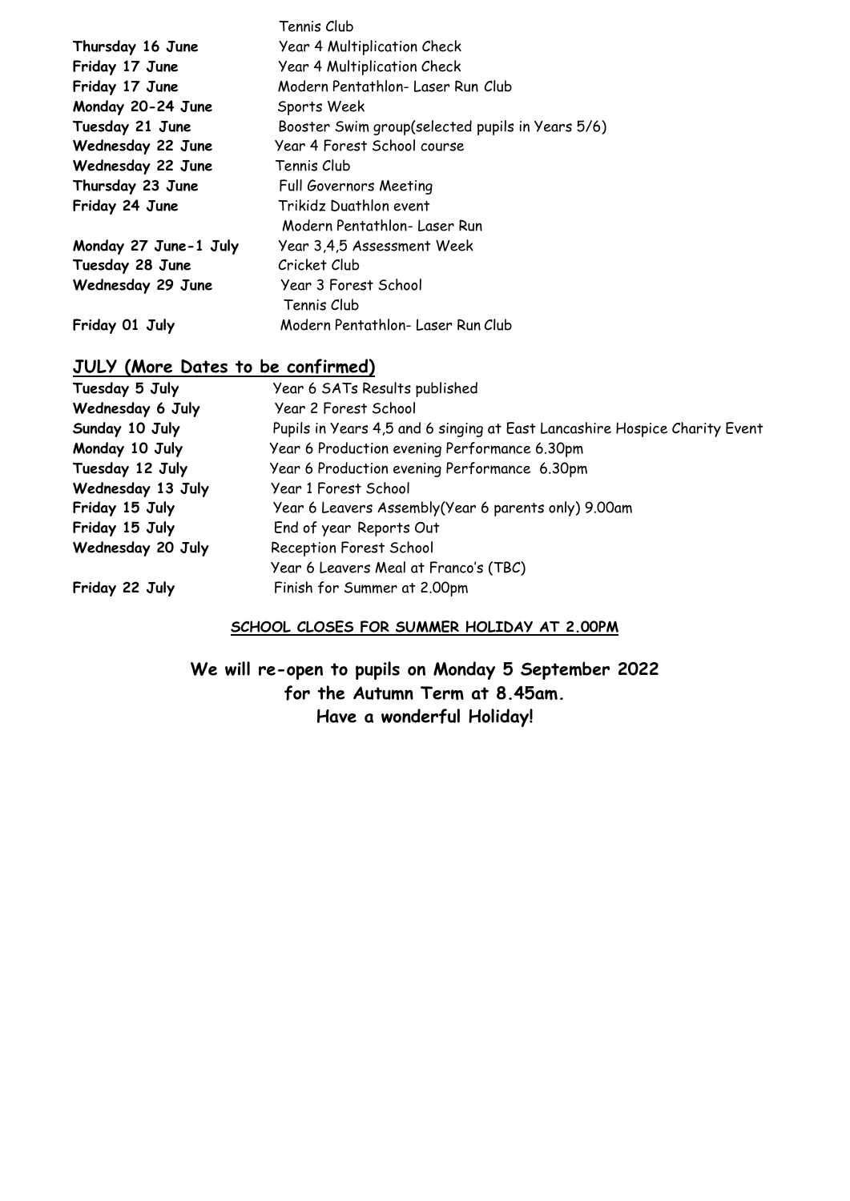| | |
|---|---|
| | Tennis Club |
| **Thursday 16 June** | Year 4 Multiplication Check |
| **Friday 17 June** | Year 4 Multiplication Check |
| **Friday 17 June** | Modern Pentathlon- Laser Run Club |
| **Monday 20-24 June** | Sports Week |
| **Tuesday 21 June** | Booster Swim group(selected pupils in Years 5/6) |
| **Wednesday 22 June** | Year 4 Forest School course |
| **Wednesday 22 June** | Tennis Club |
| **Thursday 23 June** | Full Governors Meeting |
| **Friday 24 June** | Trikidz Duathlon event |
| | Modern Pentathlon- Laser Run |
| **Monday 27 June-1 July** | Year 3,4,5 Assessment Week |
| **Tuesday 28 June** | Cricket Club |
| **Wednesday 29 June** | Year 3 Forest School |
| | Tennis Club |
| **Friday 01 July** | Modern Pentathlon- Laser Run Club |

## JULY (More Dates to be confirmed)

| | |
|---|---|
| **Tuesday 5 July** | Year 6 SATs Results published |
| **Wednesday 6 July** | Year 2 Forest School |
| **Sunday 10 July** | Pupils in Years 4,5 and 6 singing at East Lancashire Hospice Charity Event |
| **Monday 10 July** | Year 6 Production evening Performance 6.30pm |
| **Tuesday 12 July** | Year 6 Production evening Performance 6.30pm |
| **Wednesday 13 July** | Year 1 Forest School |
| **Friday 15 July** | Year 6 Leavers Assembly(Year 6 parents only) 9.00am |
| **Friday 15 July** | End of year Reports Out |
| **Wednesday 20 July** | Reception Forest School |
| | Year 6 Leavers Meal at Franco's (TBC) |
| **Friday 22 July** | Finish for Summer at 2.00pm |

**SCHOOL CLOSES FOR SUMMER HOLIDAY AT 2.00PM**

**We will re-open to pupils on Monday 5 September 2022 for the Autumn Term at 8.45am. Have a wonderful Holiday!**